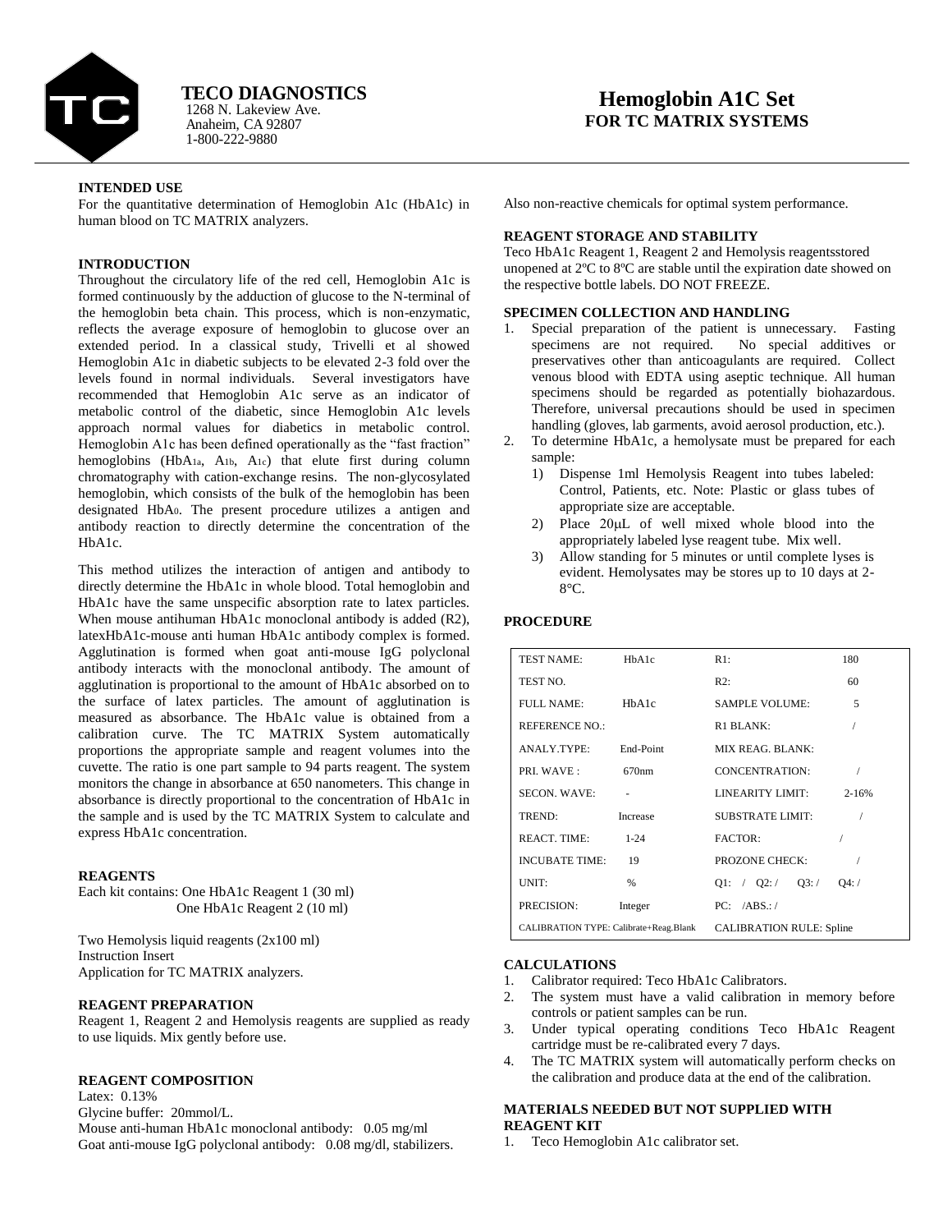# TECO DIAGNOSTICS

1268 N. Lakeview Ave.
Anaheim, CA 92807
1-800-222-9880

# Hemoglobin A1C Set
## FOR TC MATRIX SYSTEMS

### INTENDED USE

For the quantitative determination of Hemoglobin A1c (HbA1c) in human blood on TC MATRIX analyzers.

### INTRODUCTION

Throughout the circulatory life of the red cell, Hemoglobin A1c is formed continuously by the adduction of glucose to the N-terminal of the hemoglobin beta chain. This process, which is non-enzymatic, reflects the average exposure of hemoglobin to glucose over an extended period. In a classical study, Trivelli et al showed Hemoglobin A1c in diabetic subjects to be elevated 2-3 fold over the levels found in normal individuals. Several investigators have recommended that Hemoglobin A1c serve as an indicator of metabolic control of the diabetic, since Hemoglobin A1c levels approach normal values for diabetics in metabolic control. Hemoglobin A1c has been defined operationally as the "fast fraction" hemoglobins ($HbA_{1a}$, $A_{1b}$, $A_{1c}$) that elute first during column chromatography with cation-exchange resins. The non-glycosylated hemoglobin, which consists of the bulk of the hemoglobin has been designated $HbA_0$. The present procedure utilizes a antigen and antibody reaction to directly determine the concentration of the HbA1c.

This method utilizes the interaction of antigen and antibody to directly determine the HbA1c in whole blood. Total hemoglobin and HbA1c have the same unspecific absorption rate to latex particles. When mouse antihuman HbA1c monoclonal antibody is added (R2), latexHbA1c-mouse anti human HbA1c antibody complex is formed. Agglutination is formed when goat anti-mouse IgG polyclonal antibody interacts with the monoclonal antibody. The amount of agglutination is proportional to the amount of HbA1c absorbed on to the surface of latex particles. The amount of agglutination is measured as absorbance. The HbA1c value is obtained from a calibration curve. The TC MATRIX System automatically proportions the appropriate sample and reagent volumes into the cuvette. The ratio is one part sample to 94 parts reagent. The system monitors the change in absorbance at 650 nanometers. This change in absorbance is directly proportional to the concentration of HbA1c in the sample and is used by the TC MATRIX System to calculate and express HbA1c concentration.

### REAGENTS

Each kit contains: One HbA1c Reagent 1 (30 ml)
One HbA1c Reagent 2 (10 ml)

Two Hemolysis liquid reagents (2x100 ml)
Instruction Insert
Application for TC MATRIX analyzers.

### REAGENT PREPARATION

Reagent 1, Reagent 2 and Hemolysis reagents are supplied as ready to use liquids. Mix gently before use.

### REAGENT COMPOSITION

Latex: 0.13%
Glycine buffer: 20mmol/L.
Mouse anti-human HbA1c monoclonal antibody: 0.05 mg/ml
Goat anti-mouse IgG polyclonal antibody: 0.08 mg/dl, stabilizers.
Also non-reactive chemicals for optimal system performance.

### REAGENT STORAGE AND STABILITY

Teco HbA1c Reagent 1, Reagent 2 and Hemolysis reagentsstored unopened at 2ºC to 8ºC are stable until the expiration date showed on the respective bottle labels. DO NOT FREEZE.

### SPECIMEN COLLECTION AND HANDLING

1. Special preparation of the patient is unnecessary. Fasting specimens are not required. No special additives or preservatives other than anticoagulants are required. Collect venous blood with EDTA using aseptic technique. All human specimens should be regarded as potentially biohazardous. Therefore, universal precautions should be used in specimen handling (gloves, lab garments, avoid aerosol production, etc.).
2. To determine HbA1c, a hemolysate must be prepared for each sample:
   1) Dispense 1ml Hemolysis Reagent into tubes labeled: Control, Patients, etc. Note: Plastic or glass tubes of appropriate size are acceptable.
   2) Place 20µL of well mixed whole blood into the appropriately labeled lyse reagent tube. Mix well.
   3) Allow standing for 5 minutes or until complete lyses is evident. Hemolysates may be stores up to 10 days at 2-8°C.

### PROCEDURE

| | | | |
|---|---|---|---|
| TEST NAME: | HbA1c | R1: | 180 |
| TEST NO. | | R2: | 60 |
| FULL NAME: | HbA1c | SAMPLE VOLUME: | 5 |
| REFERENCE NO.: | | R1 BLANK: | / |
| ANALY.TYPE: | End-Point | MIX REAG. BLANK: | |
| PRI. WAVE : | 670nm | CONCENTRATION: | / |
| SECON. WAVE: | - | LINEARITY LIMIT: | 2-16% |
| TREND: | Increase | SUBSTRATE LIMIT: | / |
| REACT. TIME: | 1-24 | FACTOR: | / |
| INCUBATE TIME: | 19 | PROZONE CHECK: | / |
| UNIT: | % | Q1: / Q2: / Q3: / | Q4: / |
| PRECISION: | Integer | PC: /ABS.: / | |
| CALIBRATION TYPE: Calibrate+Reag.Blank | | CALIBRATION RULE: Spline | |

### CALCULATIONS

1. Calibrator required: Teco HbA1c Calibrators.
2. The system must have a valid calibration in memory before controls or patient samples can be run.
3. Under typical operating conditions Teco HbA1c Reagent cartridge must be re-calibrated every 7 days.
4. The TC MATRIX system will automatically perform checks on the calibration and produce data at the end of the calibration.

### MATERIALS NEEDED BUT NOT SUPPLIED WITH REAGENT KIT

1. Teco Hemoglobin A1c calibrator set.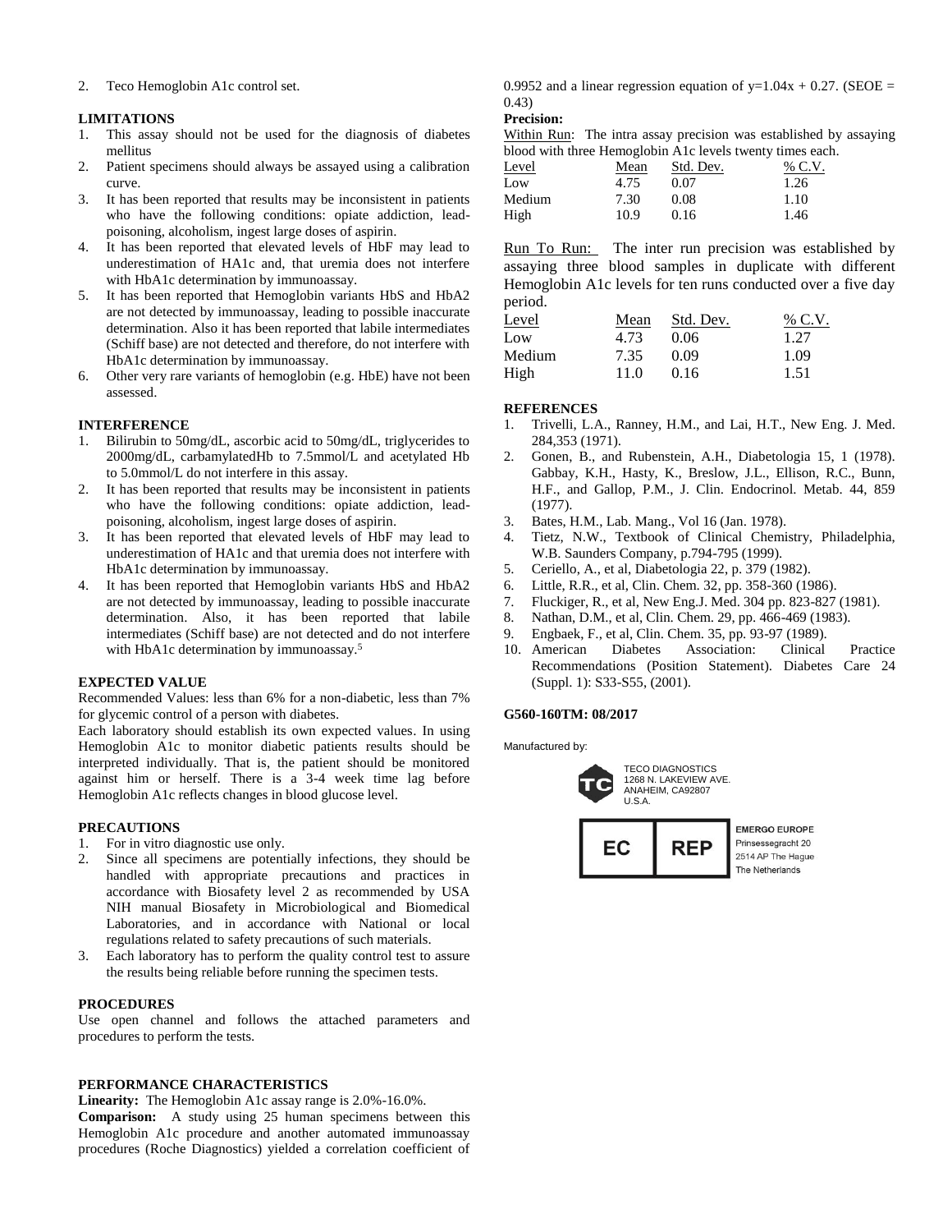2. Teco Hemoglobin A1c control set.

**LIMITATIONS**

1. This assay should not be used for the diagnosis of diabetes mellitus
2. Patient specimens should always be assayed using a calibration curve.
3. It has been reported that results may be inconsistent in patients who have the following conditions: opiate addiction, lead-poisoning, alcoholism, ingest large doses of aspirin.
4. It has been reported that elevated levels of HbF may lead to underestimation of HA1c and, that uremia does not interfere with HbA1c determination by immunoassay.
5. It has been reported that Hemoglobin variants HbS and HbA2 are not detected by immunoassay, leading to possible inaccurate determination. Also it has been reported that labile intermediates (Schiff base) are not detected and therefore, do not interfere with HbA1c determination by immunoassay.
6. Other very rare variants of hemoglobin (e.g. HbE) have not been assessed.

**INTERFERENCE**

1. Bilirubin to 50mg/dL, ascorbic acid to 50mg/dL, triglycerides to 2000mg/dL, carbamylatedHb to 7.5mmol/L and acetylated Hb to 5.0mmol/L do not interfere in this assay.
2. It has been reported that results may be inconsistent in patients who have the following conditions: opiate addiction, lead-poisoning, alcoholism, ingest large doses of aspirin.
3. It has been reported that elevated levels of HbF may lead to underestimation of HA1c and that uremia does not interfere with HbA1c determination by immunoassay.
4. It has been reported that Hemoglobin variants HbS and HbA2 are not detected by immunoassay, leading to possible inaccurate determination. Also, it has been reported that labile intermediates (Schiff base) are not detected and do not interfere with HbA1c determination by immunoassay.[5]

**EXPECTED VALUE**

Recommended Values: less than 6% for a non-diabetic, less than 7% for glycemic control of a person with diabetes.

Each laboratory should establish its own expected values. In using Hemoglobin A1c to monitor diabetic patients results should be interpreted individually. That is, the patient should be monitored against him or herself. There is a 3-4 week time lag before Hemoglobin A1c reflects changes in blood glucose level.

**PRECAUTIONS**

1. For in vitro diagnostic use only.
2. Since all specimens are potentially infections, they should be handled with appropriate precautions and practices in accordance with Biosafety level 2 as recommended by USA NIH manual Biosafety in Microbiological and Biomedical Laboratories, and in accordance with National or local regulations related to safety precautions of such materials.
3. Each laboratory has to perform the quality control test to assure the results being reliable before running the specimen tests.

**PROCEDURES**

Use open channel and follows the attached parameters and procedures to perform the tests.

**PERFORMANCE CHARACTERISTICS**

**Linearity:** The Hemoglobin A1c assay range is 2.0%-16.0%.

**Comparison:** A study using 25 human specimens between this Hemoglobin A1c procedure and another automated immunoassay procedures (Roche Diagnostics) yielded a correlation coefficient of 0.9952 and a linear regression equation of $y=1.04x + 0.27$. (SEOE = 0.43)

**Precision:**

Within Run: The intra assay precision was established by assaying blood with three Hemoglobin A1c levels twenty times each.

| Level | Mean | Std. Dev. | % C.V. |
|---|---|---|---|
| Low | 4.75 | 0.07 | 1.26 |
| Medium | 7.30 | 0.08 | 1.10 |
| High | 10.9 | 0.16 | 1.46 |

Run To Run: The inter run precision was established by assaying three blood samples in duplicate with different Hemoglobin A1c levels for ten runs conducted over a five day period.

| Level | Mean | Std. Dev. | % C.V. |
|---|---|---|---|
| Low | 4.73 | 0.06 | 1.27 |
| Medium | 7.35 | 0.09 | 1.09 |
| High | 11.0 | 0.16 | 1.51 |

**REFERENCES**

1. Trivelli, L.A., Ranney, H.M., and Lai, H.T., New Eng. J. Med. 284,353 (1971).
2. Gonen, B., and Rubenstein, A.H., Diabetologia 15, 1 (1978). Gabbay, K.H., Hasty, K., Breslow, J.L., Ellison, R.C., Bunn, H.F., and Gallop, P.M., J. Clin. Endocrinol. Metab. 44, 859 (1977).
3. Bates, H.M., Lab. Mang., Vol 16 (Jan. 1978).
4. Tietz, N.W., Textbook of Clinical Chemistry, Philadelphia, W.B. Saunders Company, p.794-795 (1999).
5. Ceriello, A., et al, Diabetologia 22, p. 379 (1982).
6. Little, R.R., et al, Clin. Chem. 32, pp. 358-360 (1986).
7. Fluckiger, R., et al, New Eng.J. Med. 304 pp. 823-827 (1981).
8. Nathan, D.M., et al, Clin. Chem. 29, pp. 466-469 (1983).
9. Engbaek, F., et al, Clin. Chem. 35, pp. 93-97 (1989).
10. American Diabetes Association: Clinical Practice Recommendations (Position Statement). Diabetes Care 24 (Suppl. 1): S33-S55, (2001).

**G560-160TM: 08/2017**

Manufactured by:

TC
TECO DIAGNOSTICS
1268 N. LAKEVIEW AVE.
ANAHEIM, CA92807
U.S.A.

EC REP
**EMERGO EUROPE**
Prinsessegracht 20
2514 AP The Hague
The Netherlands